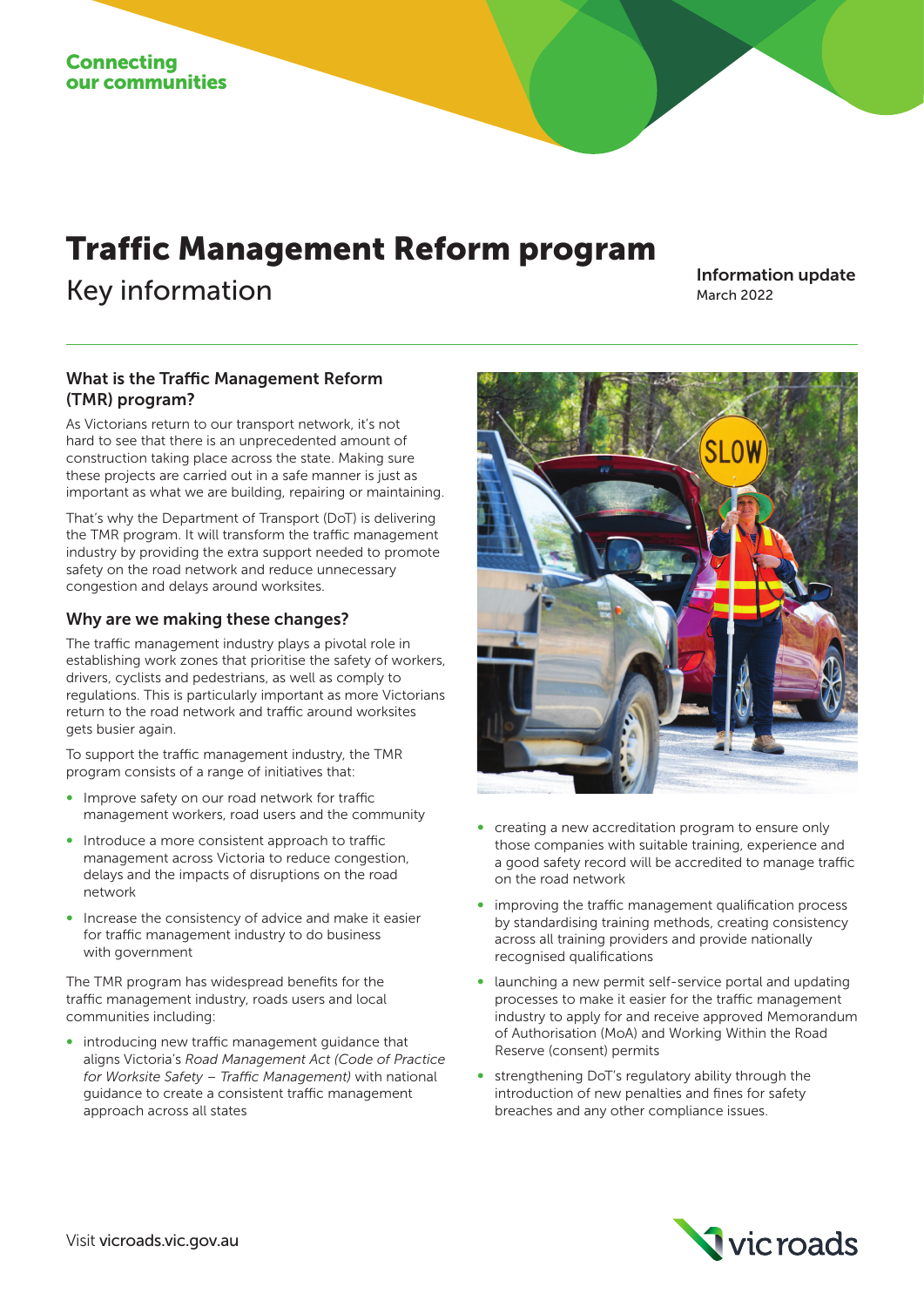Connecting our communities

# Traffic Management Reform program

## Key information

**Information update**
March 2022

### What is the Traffic Management Reform (TMR) program?

As Victorians return to our transport network, it's not hard to see that there is an unprecedented amount of construction taking place across the state. Making sure these projects are carried out in a safe manner is just as important as what we are building, repairing or maintaining.

That's why the Department of Transport (DoT) is delivering the TMR program. It will transform the traffic management industry by providing the extra support needed to promote safety on the road network and reduce unnecessary congestion and delays around worksites.

### Why are we making these changes?

The traffic management industry plays a pivotal role in establishing work zones that prioritise the safety of workers, drivers, cyclists and pedestrians, as well as comply to regulations. This is particularly important as more Victorians return to the road network and traffic around worksites gets busier again.

To support the traffic management industry, the TMR program consists of a range of initiatives that:

- Improve safety on our road network for traffic management workers, road users and the community
- Introduce a more consistent approach to traffic management across Victoria to reduce congestion, delays and the impacts of disruptions on the road network
- Increase the consistency of advice and make it easier for traffic management industry to do business with government

The TMR program has widespread benefits for the traffic management industry, roads users and local communities including:

- introducing new traffic management guidance that aligns Victoria's *Road Management Act (Code of Practice for Worksite Safety – Traffic Management)* with national guidance to create a consistent traffic management approach across all states
- creating a new accreditation program to ensure only those companies with suitable training, experience and a good safety record will be accredited to manage traffic on the road network
- improving the traffic management qualification process by standardising training methods, creating consistency across all training providers and provide nationally recognised qualifications
- launching a new permit self-service portal and updating processes to make it easier for the traffic management industry to apply for and receive approved Memorandum of Authorisation (MoA) and Working Within the Road Reserve (consent) permits
- strengthening DoT's regulatory ability through the introduction of new penalties and fines for safety breaches and any other compliance issues.

Visit vicroads.vic.gov.au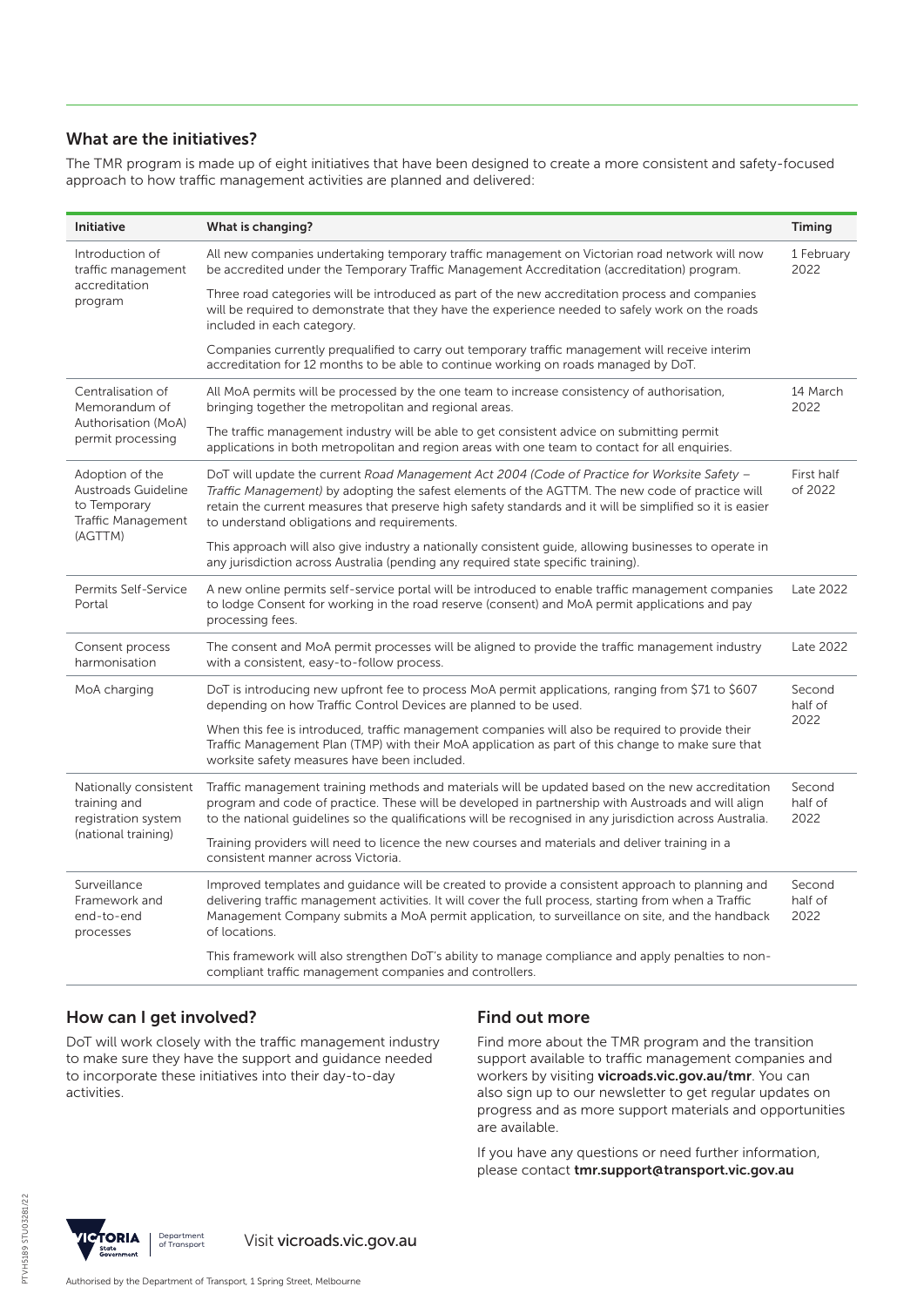## What are the initiatives?

The TMR program is made up of eight initiatives that have been designed to create a more consistent and safety-focused approach to how traffic management activities are planned and delivered:

| Initiative | What is changing? | Timing |
|---|---|---|
| Introduction of traffic management accreditation program | All new companies undertaking temporary traffic management on Victorian road network will now be accredited under the Temporary Traffic Management Accreditation (accreditation) program.<br><br>Three road categories will be introduced as part of the new accreditation process and companies will be required to demonstrate that they have the experience needed to safely work on the roads included in each category.<br><br>Companies currently prequalified to carry out temporary traffic management will receive interim accreditation for 12 months to be able to continue working on roads managed by DoT. | 1 February 2022 |
| Centralisation of Memorandum of Authorisation (MoA) permit processing | All MoA permits will be processed by the one team to increase consistency of authorisation, bringing together the metropolitan and regional areas.<br><br>The traffic management industry will be able to get consistent advice on submitting permit applications in both metropolitan and region areas with one team to contact for all enquiries. | 14 March 2022 |
| Adoption of the Austroads Guideline to Temporary Traffic Management (AGTTM) | DoT will update the current *Road Management Act 2004 (Code of Practice for Worksite Safety – Traffic Management)* by adopting the safest elements of the AGTTM. The new code of practice will retain the current measures that preserve high safety standards and it will be simplified so it is easier to understand obligations and requirements.<br><br>This approach will also give industry a nationally consistent guide, allowing businesses to operate in any jurisdiction across Australia (pending any required state specific training). | First half of 2022 |
| Permits Self-Service Portal | A new online permits self-service portal will be introduced to enable traffic management companies to lodge Consent for working in the road reserve (consent) and MoA permit applications and pay processing fees. | Late 2022 |
| Consent process harmonisation | The consent and MoA permit processes will be aligned to provide the traffic management industry with a consistent, easy-to-follow process. | Late 2022 |
| MoA charging | DoT is introducing new upfront fee to process MoA permit applications, ranging from $71 to $607 depending on how Traffic Control Devices are planned to be used.<br><br>When this fee is introduced, traffic management companies will also be required to provide their Traffic Management Plan (TMP) with their MoA application as part of this change to make sure that worksite safety measures have been included. | Second half of 2022 |
| Nationally consistent training and registration system (national training) | Traffic management training methods and materials will be updated based on the new accreditation program and code of practice. These will be developed in partnership with Austroads and will align to the national guidelines so the qualifications will be recognised in any jurisdiction across Australia.<br><br>Training providers will need to licence the new courses and materials and deliver training in a consistent manner across Victoria. | Second half of 2022 |
| Surveillance Framework and end-to-end processes | Improved templates and guidance will be created to provide a consistent approach to planning and delivering traffic management activities. It will cover the full process, starting from when a Traffic Management Company submits a MoA permit application, to surveillance on site, and the handback of locations.<br><br>This framework will also strengthen DoT's ability to manage compliance and apply penalties to non-compliant traffic management companies and controllers. | Second half of 2022 |

## How can I get involved?

DoT will work closely with the traffic management industry to make sure they have the support and guidance needed to incorporate these initiatives into their day-to-day activities.

## Find out more

Find more about the TMR program and the transition support available to traffic management companies and workers by visiting **vicroads.vic.gov.au/tmr**. You can also sign up to our newsletter to get regular updates on progress and as more support materials and opportunities are available.

If you have any questions or need further information, please contact **tmr.support@transport.vic.gov.au**

Visit **vicroads.vic.gov.au**

Authorised by the Department of Transport, 1 Spring Street, Melbourne